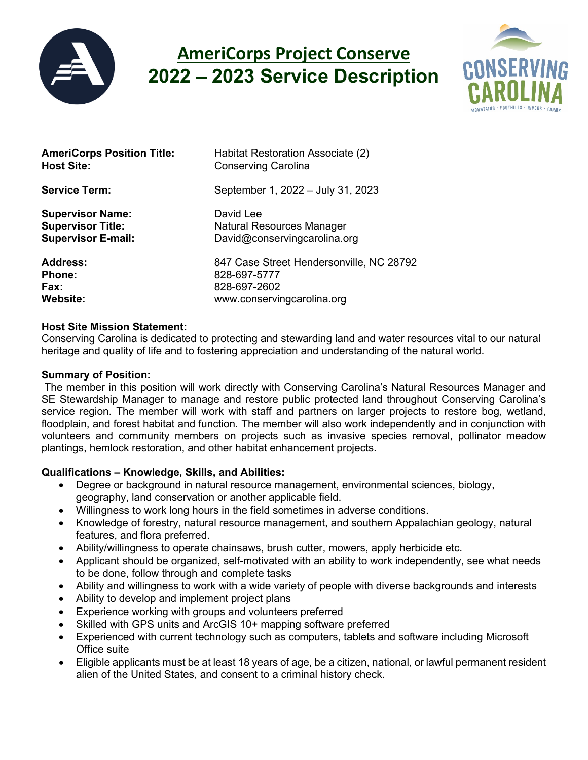# AmeriCorps Project Conserve
# 2022 – 2023 Service Description

**AmeriCorps Position Title:** Habitat Restoration Associate (2)
**Host Site:** Conserving Carolina

**Service Term:** September 1, 2022 – July 31, 2023

**Supervisor Name:** David Lee
**Supervisor Title:** Natural Resources Manager
**Supervisor E-mail:** David@conservingcarolina.org

**Address:** 847 Case Street Hendersonville, NC 28792
**Phone:** 828-697-5777
**Fax:** 828-697-2602
**Website:** www.conservingcarolina.org

**Host Site Mission Statement:**
Conserving Carolina is dedicated to protecting and stewarding land and water resources vital to our natural heritage and quality of life and to fostering appreciation and understanding of the natural world.

**Summary of Position:**
The member in this position will work directly with Conserving Carolina's Natural Resources Manager and SE Stewardship Manager to manage and restore public protected land throughout Conserving Carolina's service region. The member will work with staff and partners on larger projects to restore bog, wetland, floodplain, and forest habitat and function. The member will also work independently and in conjunction with volunteers and community members on projects such as invasive species removal, pollinator meadow plantings, hemlock restoration, and other habitat enhancement projects.

**Qualifications – Knowledge, Skills, and Abilities:**

- Degree or background in natural resource management, environmental sciences, biology, geography, land conservation or another applicable field.
- Willingness to work long hours in the field sometimes in adverse conditions.
- Knowledge of forestry, natural resource management, and southern Appalachian geology, natural features, and flora preferred.
- Ability/willingness to operate chainsaws, brush cutter, mowers, apply herbicide etc.
- Applicant should be organized, self-motivated with an ability to work independently, see what needs to be done, follow through and complete tasks
- Ability and willingness to work with a wide variety of people with diverse backgrounds and interests
- Ability to develop and implement project plans
- Experience working with groups and volunteers preferred
- Skilled with GPS units and ArcGIS 10+ mapping software preferred
- Experienced with current technology such as computers, tablets and software including Microsoft Office suite
- Eligible applicants must be at least 18 years of age, be a citizen, national, or lawful permanent resident alien of the United States, and consent to a criminal history check.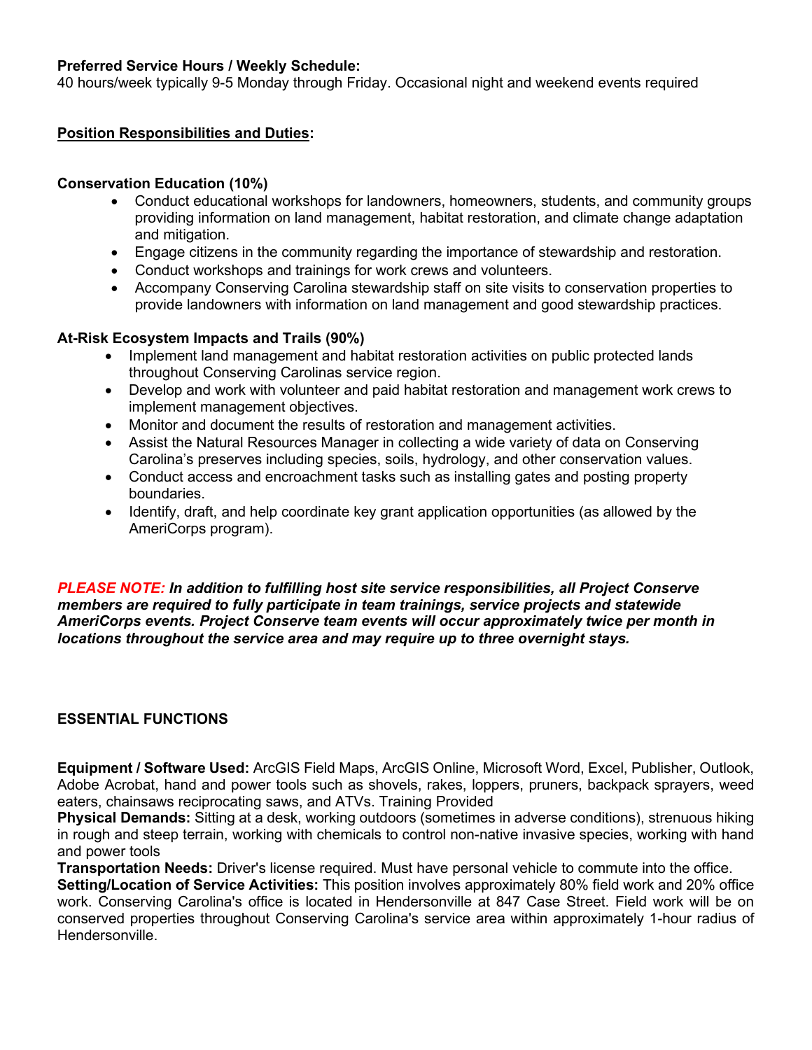**Preferred Service Hours / Weekly Schedule:**
40 hours/week typically 9-5 Monday through Friday. Occasional night and weekend events required

**Position Responsibilities and Duties:**

**Conservation Education (10%)**

- Conduct educational workshops for landowners, homeowners, students, and community groups providing information on land management, habitat restoration, and climate change adaptation and mitigation.
- Engage citizens in the community regarding the importance of stewardship and restoration.
- Conduct workshops and trainings for work crews and volunteers.
- Accompany Conserving Carolina stewardship staff on site visits to conservation properties to provide landowners with information on land management and good stewardship practices.

**At-Risk Ecosystem Impacts and Trails (90%)**

- Implement land management and habitat restoration activities on public protected lands throughout Conserving Carolinas service region.
- Develop and work with volunteer and paid habitat restoration and management work crews to implement management objectives.
- Monitor and document the results of restoration and management activities.
- Assist the Natural Resources Manager in collecting a wide variety of data on Conserving Carolina's preserves including species, soils, hydrology, and other conservation values.
- Conduct access and encroachment tasks such as installing gates and posting property boundaries.
- Identify, draft, and help coordinate key grant application opportunities (as allowed by the AmeriCorps program).

***PLEASE NOTE:* *In addition to fulfilling host site service responsibilities, all Project Conserve members are required to fully participate in team trainings, service projects and statewide AmeriCorps events. Project Conserve team events will occur approximately twice per month in locations throughout the service area and may require up to three overnight stays.***

**ESSENTIAL FUNCTIONS**

**Equipment / Software Used:** ArcGIS Field Maps, ArcGIS Online, Microsoft Word, Excel, Publisher, Outlook, Adobe Acrobat, hand and power tools such as shovels, rakes, loppers, pruners, backpack sprayers, weed eaters, chainsaws reciprocating saws, and ATVs. Training Provided

**Physical Demands:** Sitting at a desk, working outdoors (sometimes in adverse conditions), strenuous hiking in rough and steep terrain, working with chemicals to control non-native invasive species, working with hand and power tools

**Transportation Needs:** Driver's license required. Must have personal vehicle to commute into the office.

**Setting/Location of Service Activities:** This position involves approximately 80% field work and 20% office work. Conserving Carolina's office is located in Hendersonville at 847 Case Street. Field work will be on conserved properties throughout Conserving Carolina's service area within approximately 1-hour radius of Hendersonville.